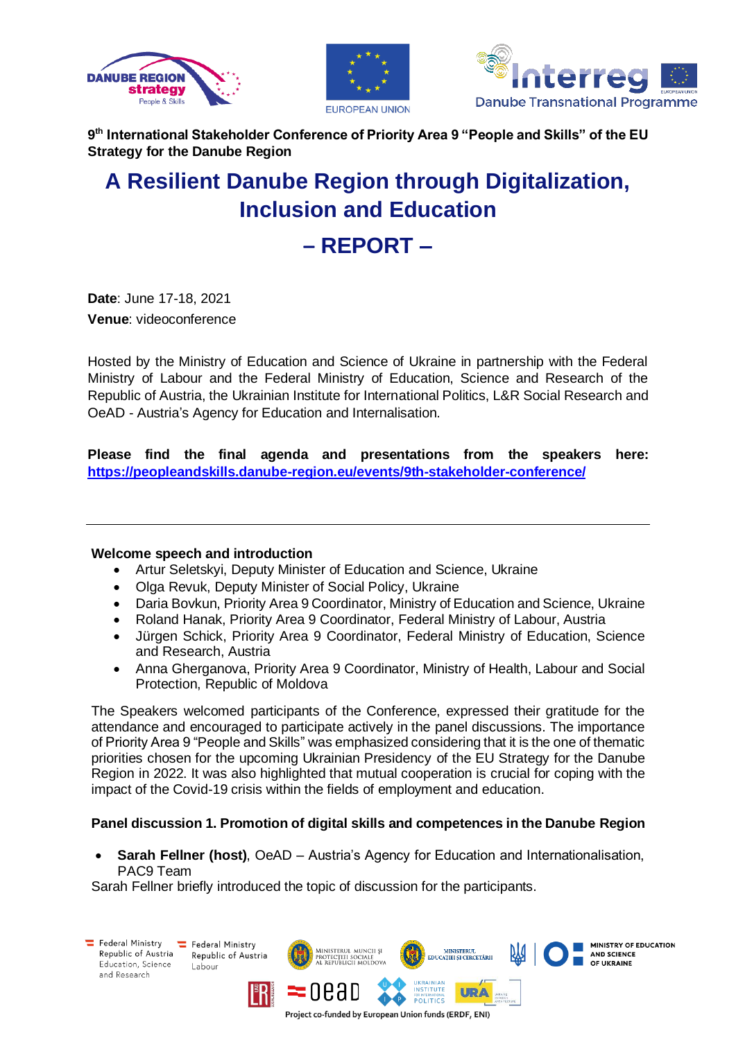9th International Stakeholder Conference of Priority Area 9 "People and Skills" of the EU Strategy for the Danube Region

# A Resilient Danube Region through Digitalization, Inclusion and Education

# – REPORT –

**Date**: June 17-18, 2021
**Venue**: videoconference

Hosted by the Ministry of Education and Science of Ukraine in partnership with the Federal Ministry of Labour and the Federal Ministry of Education, Science and Research of the Republic of Austria, the Ukrainian Institute for International Politics, L&R Social Research and OeAD - Austria's Agency for Education and Internationalisation.

**Please find the final agenda and presentations from the speakers here: https://peopleandskills.danube-region.eu/events/9th-stakeholder-conference/**

---

**Welcome speech and introduction**

- Artur Seletskyi, Deputy Minister of Education and Science, Ukraine
- Olga Revuk, Deputy Minister of Social Policy, Ukraine
- Daria Bovkun, Priority Area 9 Coordinator, Ministry of Education and Science, Ukraine
- Roland Hanak, Priority Area 9 Coordinator, Federal Ministry of Labour, Austria
- Jürgen Schick, Priority Area 9 Coordinator, Federal Ministry of Education, Science and Research, Austria
- Anna Gherganova, Priority Area 9 Coordinator, Ministry of Health, Labour and Social Protection, Republic of Moldova

The Speakers welcomed participants of the Conference, expressed their gratitude for the attendance and encouraged to participate actively in the panel discussions. The importance of Priority Area 9 "People and Skills" was emphasized considering that it is the one of thematic priorities chosen for the upcoming Ukrainian Presidency of the EU Strategy for the Danube Region in 2022. It was also highlighted that mutual cooperation is crucial for coping with the impact of the Covid-19 crisis within the fields of employment and education.

**Panel discussion 1. Promotion of digital skills and competences in the Danube Region**

- **Sarah Fellner (host)**, OeAD – Austria's Agency for Education and Internationalisation, PAC9 Team

Sarah Fellner briefly introduced the topic of discussion for the participants.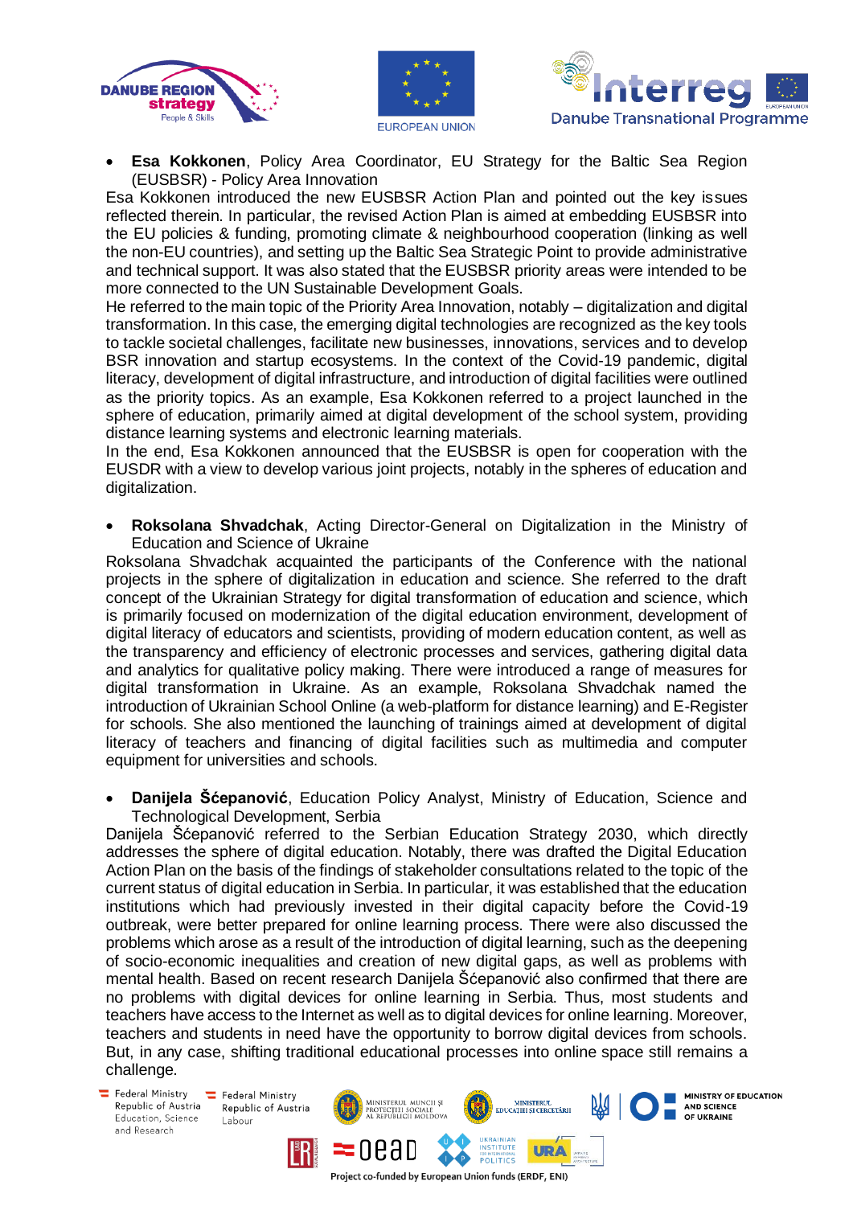- **Esa Kokkonen**, Policy Area Coordinator, EU Strategy for the Baltic Sea Region (EUSBSR) - Policy Area Innovation

Esa Kokkonen introduced the new EUSBSR Action Plan and pointed out the key issues reflected therein. In particular, the revised Action Plan is aimed at embedding EUSBSR into the EU policies & funding, promoting climate & neighbourhood cooperation (linking as well the non-EU countries), and setting up the Baltic Sea Strategic Point to provide administrative and technical support. It was also stated that the EUSBSR priority areas were intended to be more connected to the UN Sustainable Development Goals.

He referred to the main topic of the Priority Area Innovation, notably – digitalization and digital transformation. In this case, the emerging digital technologies are recognized as the key tools to tackle societal challenges, facilitate new businesses, innovations, services and to develop BSR innovation and startup ecosystems. In the context of the Covid-19 pandemic, digital literacy, development of digital infrastructure, and introduction of digital facilities were outlined as the priority topics. As an example, Esa Kokkonen referred to a project launched in the sphere of education, primarily aimed at digital development of the school system, providing distance learning systems and electronic learning materials.

In the end, Esa Kokkonen announced that the EUSBSR is open for cooperation with the EUSDR with a view to develop various joint projects, notably in the spheres of education and digitalization.

- **Roksolana Shvadchak**, Acting Director-General on Digitalization in the Ministry of Education and Science of Ukraine

Roksolana Shvadchak acquainted the participants of the Conference with the national projects in the sphere of digitalization in education and science. She referred to the draft concept of the Ukrainian Strategy for digital transformation of education and science, which is primarily focused on modernization of the digital education environment, development of digital literacy of educators and scientists, providing of modern education content, as well as the transparency and efficiency of electronic processes and services, gathering digital data and analytics for qualitative policy making. There were introduced a range of measures for digital transformation in Ukraine. As an example, Roksolana Shvadchak named the introduction of Ukrainian School Online (a web-platform for distance learning) and E-Register for schools. She also mentioned the launching of trainings aimed at development of digital literacy of teachers and financing of digital facilities such as multimedia and computer equipment for universities and schools.

- **Danijela Šćepanović**, Education Policy Analyst, Ministry of Education, Science and Technological Development, Serbia

Danijela Šćepanović referred to the Serbian Education Strategy 2030, which directly addresses the sphere of digital education. Notably, there was drafted the Digital Education Action Plan on the basis of the findings of stakeholder consultations related to the topic of the current status of digital education in Serbia. In particular, it was established that the education institutions which had previously invested in their digital capacity before the Covid-19 outbreak, were better prepared for online learning process. There were also discussed the problems which arose as a result of the introduction of digital learning, such as the deepening of socio-economic inequalities and creation of new digital gaps, as well as problems with mental health. Based on recent research Danijela Šćepanović also confirmed that there are no problems with digital devices for online learning in Serbia. Thus, most students and teachers have access to the Internet as well as to digital devices for online learning. Moreover, teachers and students in need have the opportunity to borrow digital devices from schools. But, in any case, shifting traditional educational processes into online space still remains a challenge.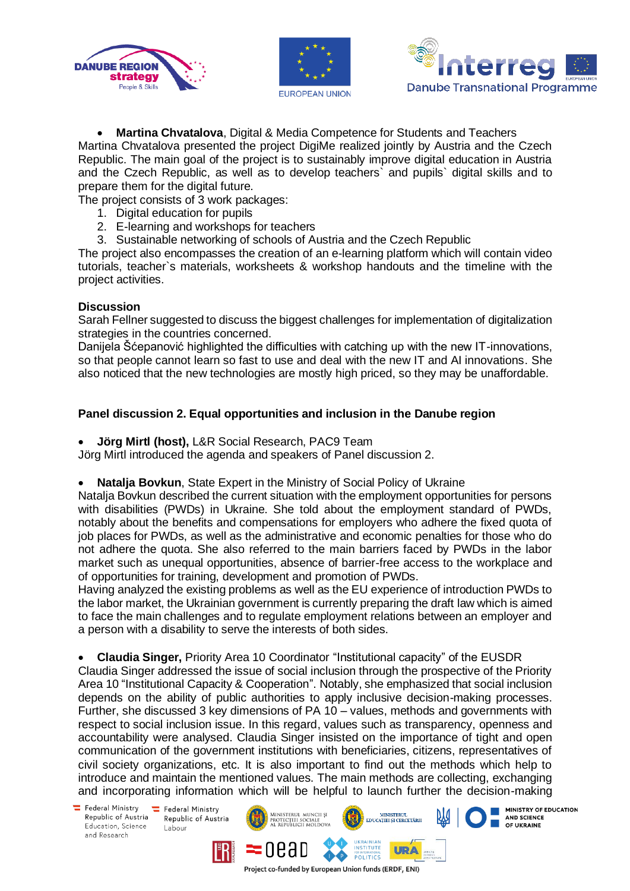- **Martina Chvatalova**, Digital & Media Competence for Students and Teachers

Martina Chvatalova presented the project DigiMe realized jointly by Austria and the Czech Republic. The main goal of the project is to sustainably improve digital education in Austria and the Czech Republic, as well as to develop teachers` and pupils` digital skills and to prepare them for the digital future.

The project consists of 3 work packages:

1. Digital education for pupils
2. E-learning and workshops for teachers
3. Sustainable networking of schools of Austria and the Czech Republic

The project also encompasses the creation of an e-learning platform which will contain video tutorials, teacher`s materials, worksheets & workshop handouts and the timeline with the project activities.

**Discussion**

Sarah Fellner suggested to discuss the biggest challenges for implementation of digitalization strategies in the countries concerned.

Danijela Šćepanović highlighted the difficulties with catching up with the new IT-innovations, so that people cannot learn so fast to use and deal with the new IT and AI innovations. She also noticed that the new technologies are mostly high priced, so they may be unaffordable.

**Panel discussion 2. Equal opportunities and inclusion in the Danube region**

- **Jörg Mirtl (host),** L&R Social Research, PAC9 Team

Jörg Mirtl introduced the agenda and speakers of Panel discussion 2.

- **Natalja Bovkun**, State Expert in the Ministry of Social Policy of Ukraine

Natalja Bovkun described the current situation with the employment opportunities for persons with disabilities (PWDs) in Ukraine. She told about the employment standard of PWDs, notably about the benefits and compensations for employers who adhere the fixed quota of job places for PWDs, as well as the administrative and economic penalties for those who do not adhere the quota. She also referred to the main barriers faced by PWDs in the labor market such as unequal opportunities, absence of barrier-free access to the workplace and of opportunities for training, development and promotion of PWDs.

Having analyzed the existing problems as well as the EU experience of introduction PWDs to the labor market, the Ukrainian government is currently preparing the draft law which is aimed to face the main challenges and to regulate employment relations between an employer and a person with a disability to serve the interests of both sides.

- **Claudia Singer,** Priority Area 10 Coordinator "Institutional capacity" of the EUSDR

Claudia Singer addressed the issue of social inclusion through the prospective of the Priority Area 10 "Institutional Capacity & Cooperation". Notably, she emphasized that social inclusion depends on the ability of public authorities to apply inclusive decision-making processes. Further, she discussed 3 key dimensions of PA 10 – values, methods and governments with respect to social inclusion issue. In this regard, values such as transparency, openness and accountability were analysed. Claudia Singer insisted on the importance of tight and open communication of the government institutions with beneficiaries, citizens, representatives of civil society organizations, etc. It is also important to find out the methods which help to introduce and maintain the mentioned values. The main methods are collecting, exchanging and incorporating information which will be helpful to launch further the decision-making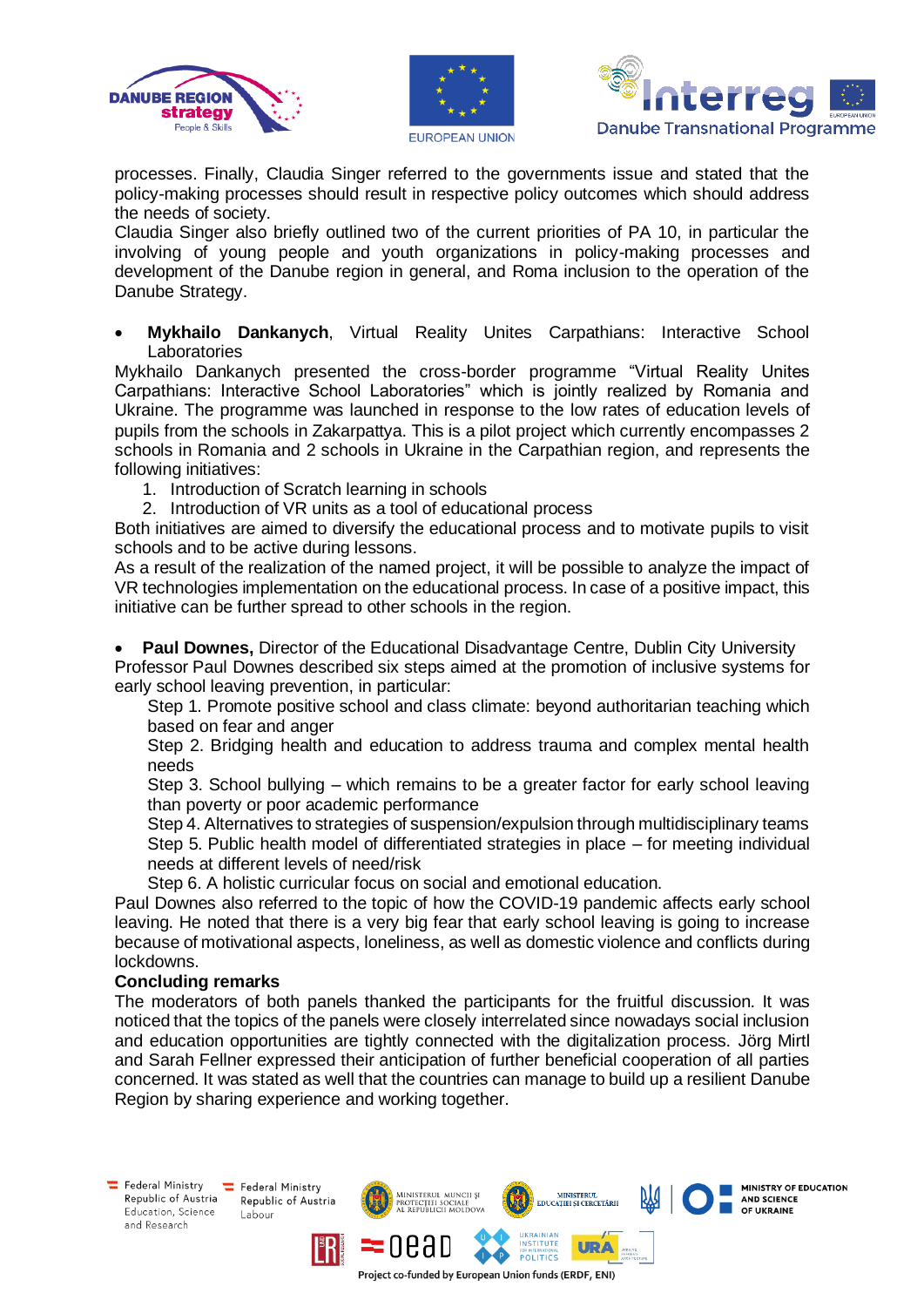processes. Finally, Claudia Singer referred to the governments issue and stated that the policy-making processes should result in respective policy outcomes which should address the needs of society.
Claudia Singer also briefly outlined two of the current priorities of PA 10, in particular the involving of young people and youth organizations in policy-making processes and development of the Danube region in general, and Roma inclusion to the operation of the Danube Strategy.

- **Mykhailo Dankanych**, Virtual Reality Unites Carpathians: Interactive School Laboratories

Mykhailo Dankanych presented the cross-border programme "Virtual Reality Unites Carpathians: Interactive School Laboratories" which is jointly realized by Romania and Ukraine. The programme was launched in response to the low rates of education levels of pupils from the schools in Zakarpattya. This is a pilot project which currently encompasses 2 schools in Romania and 2 schools in Ukraine in the Carpathian region, and represents the following initiatives:

1. Introduction of Scratch learning in schools
2. Introduction of VR units as a tool of educational process

Both initiatives are aimed to diversify the educational process and to motivate pupils to visit schools and to be active during lessons.
As a result of the realization of the named project, it will be possible to analyze the impact of VR technologies implementation on the educational process. In case of a positive impact, this initiative can be further spread to other schools in the region.

- **Paul Downes,** Director of the Educational Disadvantage Centre, Dublin City University

Professor Paul Downes described six steps aimed at the promotion of inclusive systems for early school leaving prevention, in particular:

Step 1. Promote positive school and class climate: beyond authoritarian teaching which based on fear and anger
Step 2. Bridging health and education to address trauma and complex mental health needs
Step 3. School bullying – which remains to be a greater factor for early school leaving than poverty or poor academic performance
Step 4. Alternatives to strategies of suspension/expulsion through multidisciplinary teams
Step 5. Public health model of differentiated strategies in place – for meeting individual needs at different levels of need/risk
Step 6. A holistic curricular focus on social and emotional education.

Paul Downes also referred to the topic of how the COVID-19 pandemic affects early school leaving. He noted that there is a very big fear that early school leaving is going to increase because of motivational aspects, loneliness, as well as domestic violence and conflicts during lockdowns.

**Concluding remarks**

The moderators of both panels thanked the participants for the fruitful discussion. It was noticed that the topics of the panels were closely interrelated since nowadays social inclusion and education opportunities are tightly connected with the digitalization process. Jörg Mirtl and Sarah Fellner expressed their anticipation of further beneficial cooperation of all parties concerned. It was stated as well that the countries can manage to build up a resilient Danube Region by sharing experience and working together.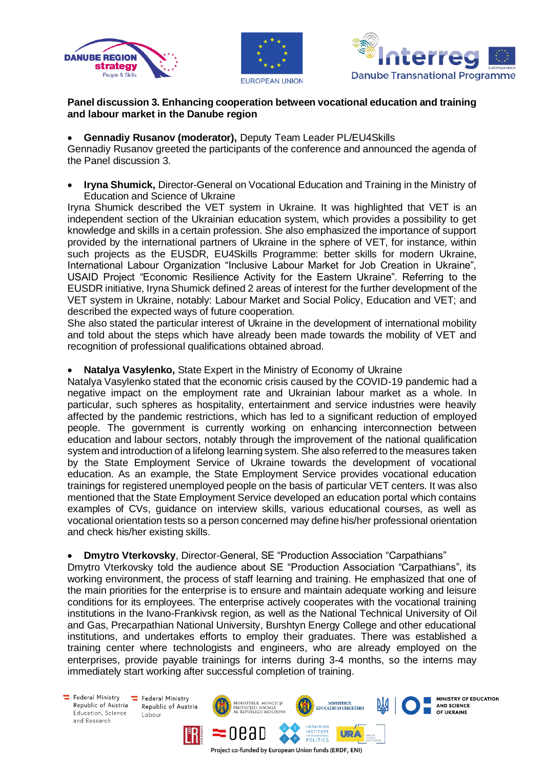**Panel discussion 3. Enhancing cooperation between vocational education and training and labour market in the Danube region**

- **Gennadiy Rusanov (moderator),** Deputy Team Leader PL/EU4Skills

Gennadiy Rusanov greeted the participants of the conference and announced the agenda of the Panel discussion 3.

- **Iryna Shumick,** Director-General on Vocational Education and Training in the Ministry of Education and Science of Ukraine

Iryna Shumick described the VET system in Ukraine. It was highlighted that VET is an independent section of the Ukrainian education system, which provides a possibility to get knowledge and skills in a certain profession. She also emphasized the importance of support provided by the international partners of Ukraine in the sphere of VET, for instance, within such projects as the EUSDR, EU4Skills Programme: better skills for modern Ukraine, International Labour Organization "Inclusive Labour Market for Job Creation in Ukraine", USAID Project "Economic Resilience Activity for the Eastern Ukraine". Referring to the EUSDR initiative, Iryna Shumick defined 2 areas of interest for the further development of the VET system in Ukraine, notably: Labour Market and Social Policy, Education and VET; and described the expected ways of future cooperation.
She also stated the particular interest of Ukraine in the development of international mobility and told about the steps which have already been made towards the mobility of VET and recognition of professional qualifications obtained abroad.

- **Natalya Vasylenko,** State Expert in the Ministry of Economy of Ukraine

Natalya Vasylenko stated that the economic crisis caused by the COVID-19 pandemic had a negative impact on the employment rate and Ukrainian labour market as a whole. In particular, such spheres as hospitality, entertainment and service industries were heavily affected by the pandemic restrictions, which has led to a significant reduction of employed people. The government is currently working on enhancing interconnection between education and labour sectors, notably through the improvement of the national qualification system and introduction of a lifelong learning system. She also referred to the measures taken by the State Employment Service of Ukraine towards the development of vocational education. As an example, the State Employment Service provides vocational education trainings for registered unemployed people on the basis of particular VET centers. It was also mentioned that the State Employment Service developed an education portal which contains examples of CVs, guidance on interview skills, various educational courses, as well as vocational orientation tests so a person concerned may define his/her professional orientation and check his/her existing skills.

- **Dmytro Vterkovsky**, Director-General, SE "Production Association "Carpathians"

Dmytro Vterkovsky told the audience about SE "Production Association "Carpathians", its working environment, the process of staff learning and training. He emphasized that one of the main priorities for the enterprise is to ensure and maintain adequate working and leisure conditions for its employees. The enterprise actively cooperates with the vocational training institutions in the Ivano-Frankivsk region, as well as the National Technical University of Oil and Gas, Precarpathian National University, Burshtyn Energy College and other educational institutions, and undertakes efforts to employ their graduates. There was established a training center where technologists and engineers, who are already employed on the enterprises, provide payable trainings for interns during 3-4 months, so the interns may immediately start working after successful completion of training.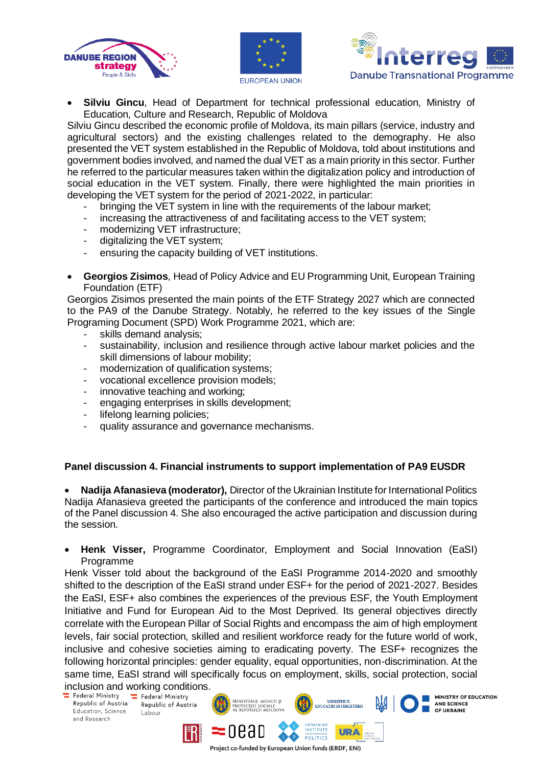- **Silviu Gincu**, Head of Department for technical professional education, Ministry of Education, Culture and Research, Republic of Moldova

Silviu Gincu described the economic profile of Moldova, its main pillars (service, industry and agricultural sectors) and the existing challenges related to the demography. He also presented the VET system established in the Republic of Moldova, told about institutions and government bodies involved, and named the dual VET as a main priority in this sector. Further he referred to the particular measures taken within the digitalization policy and introduction of social education in the VET system. Finally, there were highlighted the main priorities in developing the VET system for the period of 2021-2022, in particular:

- bringing the VET system in line with the requirements of the labour market;
- increasing the attractiveness of and facilitating access to the VET system;
- modernizing VET infrastructure;
- digitalizing the VET system;
- ensuring the capacity building of VET institutions.

- **Georgios Zisimos**, Head of Policy Advice and EU Programming Unit, European Training Foundation (ETF)

Georgios Zisimos presented the main points of the ETF Strategy 2027 which are connected to the PA9 of the Danube Strategy. Notably, he referred to the key issues of the Single Programing Document (SPD) Work Programme 2021, which are:

- skills demand analysis;
- sustainability, inclusion and resilience through active labour market policies and the skill dimensions of labour mobility;
- modernization of qualification systems;
- vocational excellence provision models;
- innovative teaching and working;
- engaging enterprises in skills development;
- lifelong learning policies;
- quality assurance and governance mechanisms.

**Panel discussion 4. Financial instruments to support implementation of PA9 EUSDR**

- **Nadija Afanasieva (moderator),** Director of the Ukrainian Institute for International Politics

Nadija Afanasieva greeted the participants of the conference and introduced the main topics of the Panel discussion 4. She also encouraged the active participation and discussion during the session.

- **Henk Visser,** Programme Coordinator, Employment and Social Innovation (EaSI) Programme

Henk Visser told about the background of the EaSI Programme 2014-2020 and smoothly shifted to the description of the EaSI strand under ESF+ for the period of 2021-2027. Besides the EaSI, ESF+ also combines the experiences of the previous ESF, the Youth Employment Initiative and Fund for European Aid to the Most Deprived. Its general objectives directly correlate with the European Pillar of Social Rights and encompass the aim of high employment levels, fair social protection, skilled and resilient workforce ready for the future world of work, inclusive and cohesive societies aiming to eradicating poverty. The ESF+ recognizes the following horizontal principles: gender equality, equal opportunities, non-discrimination. At the same time, EaSI strand will specifically focus on employment, skills, social protection, social inclusion and working conditions.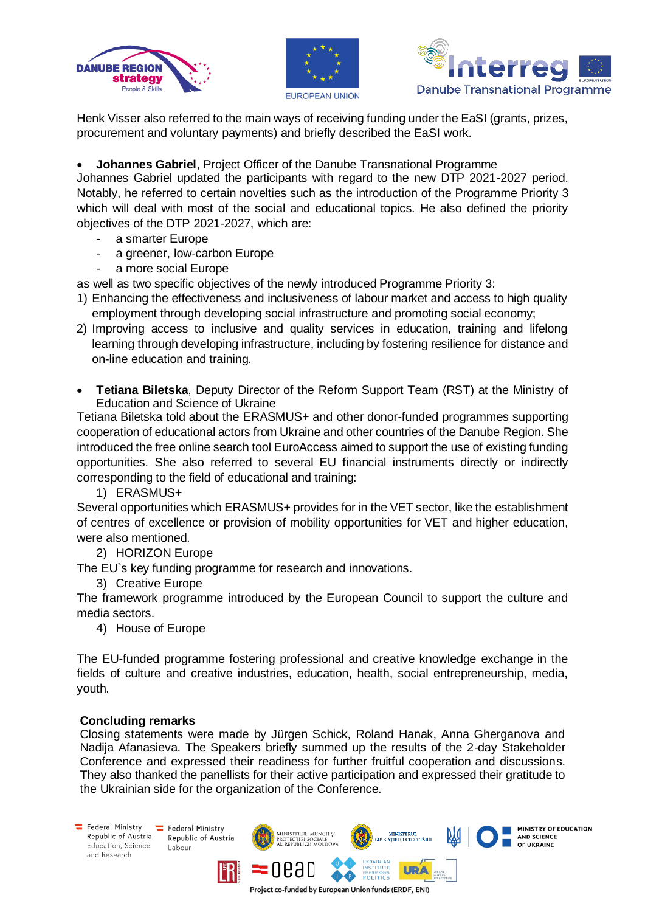Henk Visser also referred to the main ways of receiving funding under the EaSI (grants, prizes, procurement and voluntary payments) and briefly described the EaSI work.

- **Johannes Gabriel**, Project Officer of the Danube Transnational Programme

Johannes Gabriel updated the participants with regard to the new DTP 2021-2027 period. Notably, he referred to certain novelties such as the introduction of the Programme Priority 3 which will deal with most of the social and educational topics. He also defined the priority objectives of the DTP 2021-2027, which are:

- a smarter Europe
- a greener, low-carbon Europe
- a more social Europe

as well as two specific objectives of the newly introduced Programme Priority 3:

1) Enhancing the effectiveness and inclusiveness of labour market and access to high quality employment through developing social infrastructure and promoting social economy;
2) Improving access to inclusive and quality services in education, training and lifelong learning through developing infrastructure, including by fostering resilience for distance and on-line education and training.

- **Tetiana Biletska**, Deputy Director of the Reform Support Team (RST) at the Ministry of Education and Science of Ukraine

Tetiana Biletska told about the ERASMUS+ and other donor-funded programmes supporting cooperation of educational actors from Ukraine and other countries of the Danube Region. She introduced the free online search tool EuroAccess aimed to support the use of existing funding opportunities. She also referred to several EU financial instruments directly or indirectly corresponding to the field of educational and training:

1) ERASMUS+

Several opportunities which ERASMUS+ provides for in the VET sector, like the establishment of centres of excellence or provision of mobility opportunities for VET and higher education, were also mentioned.

2) HORIZON Europe

The EU`s key funding programme for research and innovations.

3) Creative Europe

The framework programme introduced by the European Council to support the culture and media sectors.

4) House of Europe

The EU-funded programme fostering professional and creative knowledge exchange in the fields of culture and creative industries, education, health, social entrepreneurship, media, youth.

**Concluding remarks**

Closing statements were made by Jürgen Schick, Roland Hanak, Anna Gherganova and Nadija Afanasieva. The Speakers briefly summed up the results of the 2-day Stakeholder Conference and expressed their readiness for further fruitful cooperation and discussions. They also thanked the panellists for their active participation and expressed their gratitude to the Ukrainian side for the organization of the Conference.